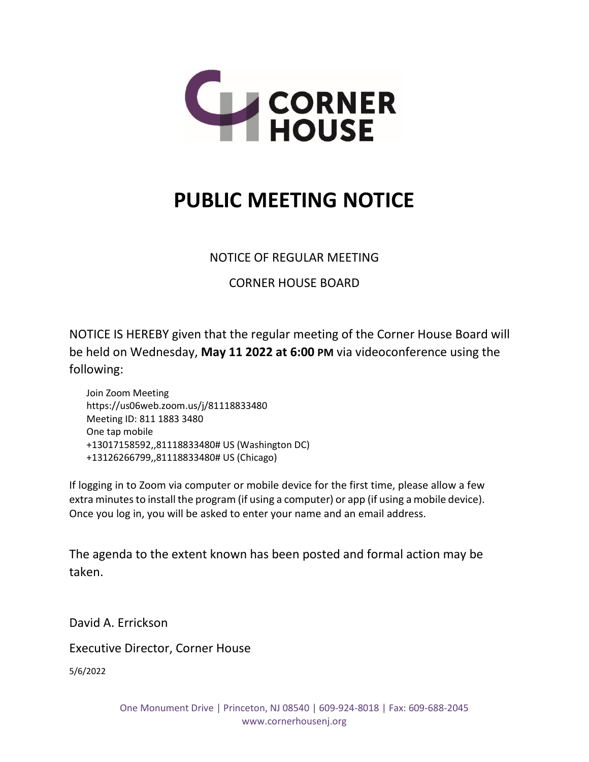CORNER HOUSE

# PUBLIC MEETING NOTICE

NOTICE OF REGULAR MEETING

CORNER HOUSE BOARD

NOTICE IS HEREBY given that the regular meeting of the Corner House Board will be held on Wednesday, **May 11 2022 at 6:00 PM** via videoconference using the following:

Join Zoom Meeting
https://us06web.zoom.us/j/81118833480
Meeting ID: 811 1883 3480
One tap mobile
+13017158592,,81118833480# US (Washington DC)
+13126266799,,81118833480# US (Chicago)

If logging in to Zoom via computer or mobile device for the first time, please allow a few extra minutes to install the program (if using a computer) or app (if using a mobile device). Once you log in, you will be asked to enter your name and an email address.

The agenda to the extent known has been posted and formal action may be taken.

David A. Errickson

Executive Director, Corner House

5/6/2022

One Monument Drive | Princeton, NJ 08540 | 609-924-8018 | Fax: 609-688-2045
www.cornerhousenj.org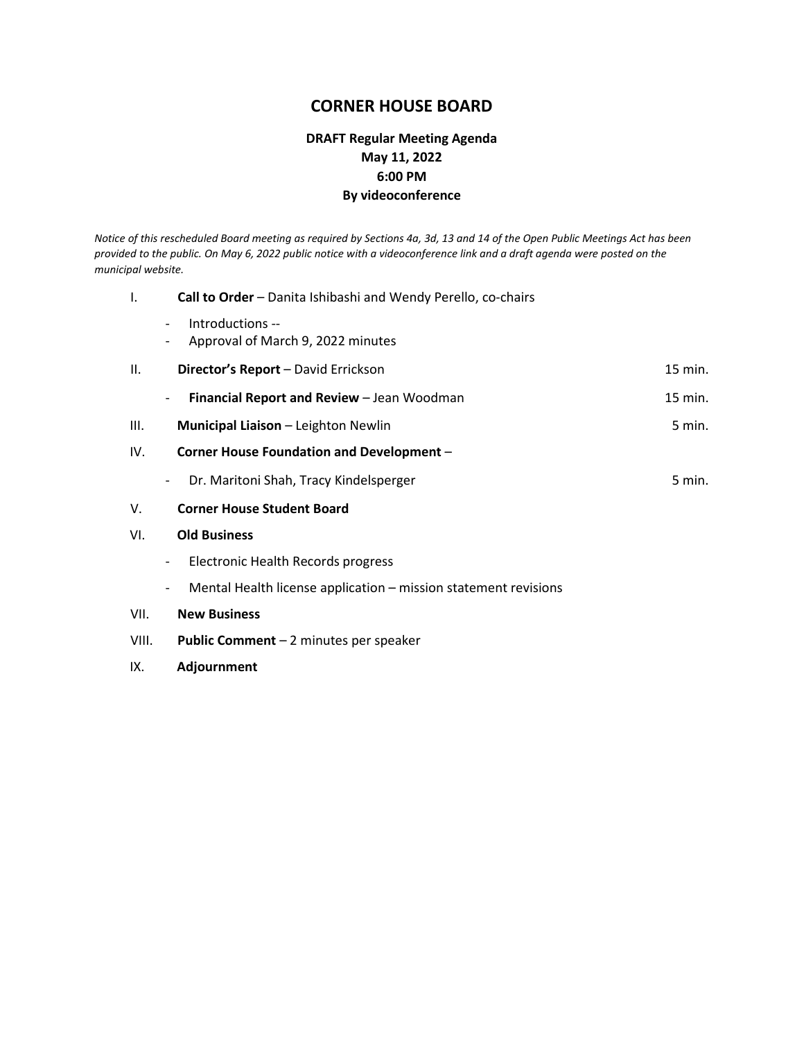# CORNER HOUSE BOARD

### DRAFT Regular Meeting Agenda
### May 11, 2022
### 6:00 PM
### By videoconference

*Notice of this rescheduled Board meeting as required by Sections 4a, 3d, 13 and 14 of the Open Public Meetings Act has been provided to the public. On May 6, 2022 public notice with a videoconference link and a draft agenda were posted on the municipal website.*

I. **Call to Order** – Danita Ishibashi and Wendy Perello, co-chairs

- Introductions --
- Approval of March 9, 2022 minutes

II. **Director's Report** – David Errickson — 15 min.

- **Financial Report and Review** – Jean Woodman — 15 min.

III. **Municipal Liaison** – Leighton Newlin — 5 min.

IV. **Corner House Foundation and Development** –

- Dr. Maritoni Shah, Tracy Kindelsperger — 5 min.

V. **Corner House Student Board**

VI. **Old Business**

- Electronic Health Records progress
- Mental Health license application – mission statement revisions

VII. **New Business**

VIII. **Public Comment** – 2 minutes per speaker

IX. **Adjournment**